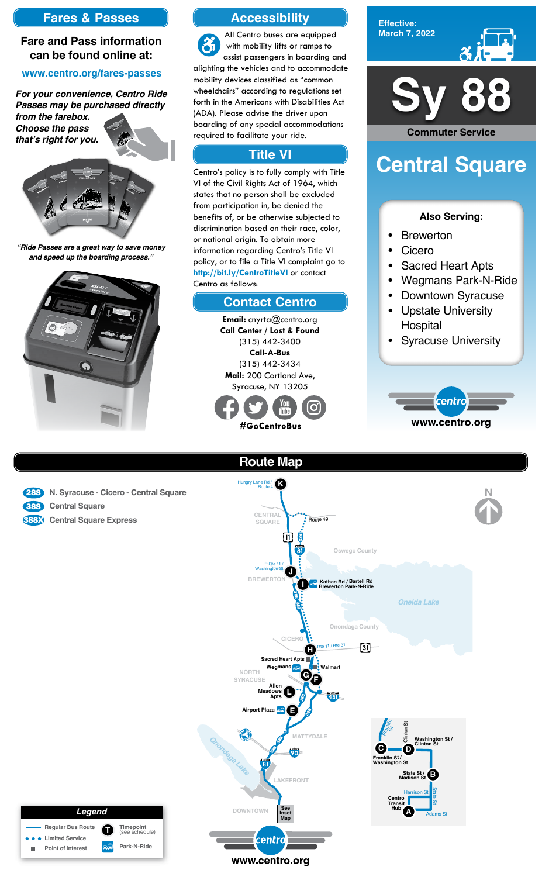## Fares & Passes

**Fare and Pass information can be found online at:**

www.centro.org/fares-passes

*For your convenience, Centro Ride Passes may be purchased directly from the farebox. Choose the pass that's right for you.*

*"Ride Passes are a great way to save money and speed up the boarding process."*

## Accessibility

All Centro buses are equipped with mobility lifts or ramps to assist passengers in boarding and alighting the vehicles and to accommodate mobility devices classified as "common wheelchairs" according to regulations set forth in the Americans with Disabilities Act (ADA). Please advise the driver upon boarding of any special accommodations required to facilitate your ride.

## Title VI

Centro's policy is to fully comply with Title VI of the Civil Rights Act of 1964, which states that no person shall be excluded from participation in, be denied the benefits of, or be otherwise subjected to discrimination based on their race, color, or national origin. To obtain more information regarding Centro's Title VI policy, or to file a Title VI complaint go to **http://bit.ly/CentroTitleVI** or contact Centro as follows:

## Contact Centro

**Email:** cnyrta@centro.org
**Call Center / Lost & Found**
(315) 442-3400
**Call-A-Bus**
(315) 442-3434
**Mail:** 200 Cortland Ave,
Syracuse, NY 13205

#GoCentroBus

Effective:
March 7, 2022

# Sy 88

Commuter Service

# Central Square

**Also Serving:**

- Brewerton
- Cicero
- Sacred Heart Apts
- Wegmans Park-N-Ride
- Downtown Syracuse
- Upstate University Hospital
- Syracuse University

www.centro.org

## Route Map

288 N. Syracuse - Cicero - Central Square
388 Central Square
388X Central Square Express

Hungry Lane Rd / Route 4 (K)
CENTRAL SQUARE
Route 49
11
81
Oswego County
Rte 11 / Washington St (J)
BREWERTON
(I) Kathan Rd / Bartell Rd Brewerton Park-N-Ride
Oneida Lake
Onondaga County
CICERO
(H) Rte 11 / Rte 31
31
Sacred Heart Apts
Wegmans
Walmart
NORTH SYRACUSE
(G) (F)
Allen Meadows Apts (L)
481
Airport Plaza (E)
MATTYDALE
Onondaga Lake
90
81
LAKEFRONT
DOWNTOWN
See Inset Map

Franklin St
Clinton St
Washington St / Clinton St (D)
(C) Franklin St / Washington St
State St / Madison St (B)
Harrison St
State St
Centro Transit Hub (A)
Adams St

N

**Legend**
Regular Bus Route
Limited Service
Point of Interest
Timepoint (see schedule)
Park-N-Ride

www.centro.org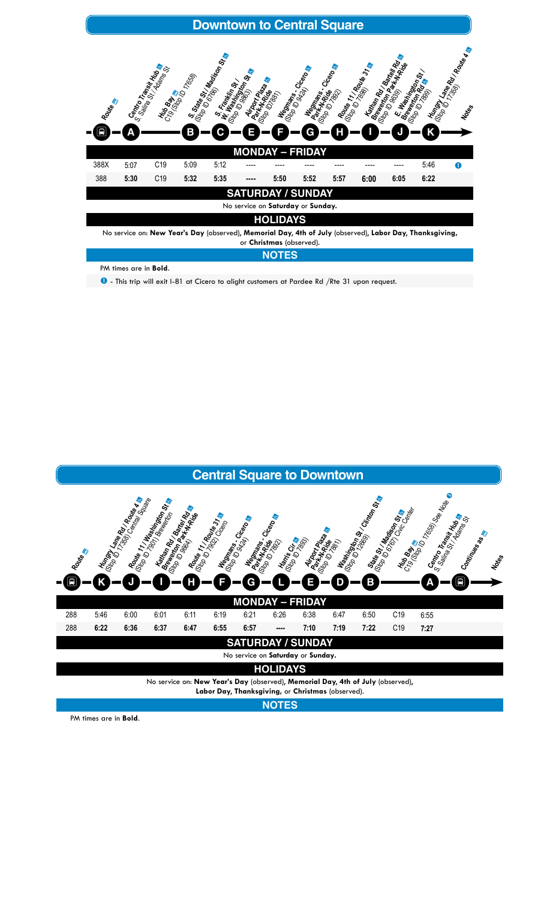# Downtown to Central Square

| Route | A Centro Transit Hub S. Salina St / Adams St | Hub Bay C19 (Stop ID 17658) | B S. State St / Madison St (Stop ID 6766) | C S. Franklin St / W. Washington St (Stop ID 9863) | E Airport Plaza Park-N-Ride (Stop ID7881) | F Wegmans - Cicero (Stop ID 9424) | G Wegmans - Cicero Park-N-Ride (Stop ID 7892) | H Route 11 / Route 31 (Stop ID 7898) | I Kathan Rd / Bartell Rd Brewerton Park-N-Ride (Stop ID 9639) | J E. Washington St / Brewerton Rd (Stop ID 7899) | K Hungry Lane Rd / Route 4 (Stop ID 17358) | Notes |
|---|---|---|---|---|---|---|---|---|---|---|---|---|
| **MONDAY – FRIDAY** | | | | | | | | | | | | |
| 388X | 5:07 | C19 | 5:09 | 5:12 | ---- | ---- | ---- | ---- | ---- | ---- | 5:46 | 1 |
| 388 | **5:30** | C19 | **5:32** | **5:35** | **----** | **5:50** | **5:52** | **5:57** | **6:00** | **6:05** | **6:22** | |

## SATURDAY / SUNDAY

No service on **Saturday** or **Sunday.**

## HOLIDAYS

No service on: **New Year's Day** (observed), **Memorial Day, 4th of July** (observed), **Labor Day, Thanksgiving,** or **Christmas** (observed).

## NOTES

PM times are in **Bold**.

1 - This trip will exit I-81 at Cicero to alight customers at Pardee Rd /Rte 31 upon request.

# Central Square to Downtown

| Route | K Hungry Lane Rd / Route 4 (Stop ID 17358) Central Square | J Route 11 / Washington St (Stop ID 7901) Brewerton | I Kathan Rd / Bartell Rd Brewerton Park-N-Ride (Stop ID 9664) | H Route 11 / Route 31 (Stop ID 7902) Cicero | F Wegmans - Cicero (Stop ID 9424) | G Wegmans - Cicero Park-N-Ride (Stop ID 7892) | L Harris Cir (Stop ID 7893) | E Airport Plaza Park-N-Ride (Stop ID 7881) | D Washington St / Clinton St (Stop ID 12869) | B State St / Madison St (Stop ID 6767) Civic Center | Hub Bay C19 (Stop ID 17658) See Note 1 | A Centro Transit Hub S. Salina St / Adams St | Continues as | Notes |
|---|---|---|---|---|---|---|---|---|---|---|---|---|---|---|
| **MONDAY – FRIDAY** | | | | | | | | | | | | | | |
| 288 | 5:46 | 6:00 | 6:01 | 6:11 | 6:19 | 6:21 | 6:26 | 6:38 | 6:47 | 6:50 | C19 | 6:55 | | |
| 288 | **6:22** | **6:36** | **6:37** | **6:47** | **6:55** | **6:57** | **----** | **7:10** | **7:19** | **7:22** | C19 | **7:27** | | |

## SATURDAY / SUNDAY

No service on **Saturday** or **Sunday.**

## HOLIDAYS

No service on: **New Year's Day** (observed), **Memorial Day, 4th of July** (observed), **Labor Day, Thanksgiving,** or **Christmas** (observed).

## NOTES

PM times are in **Bold**.